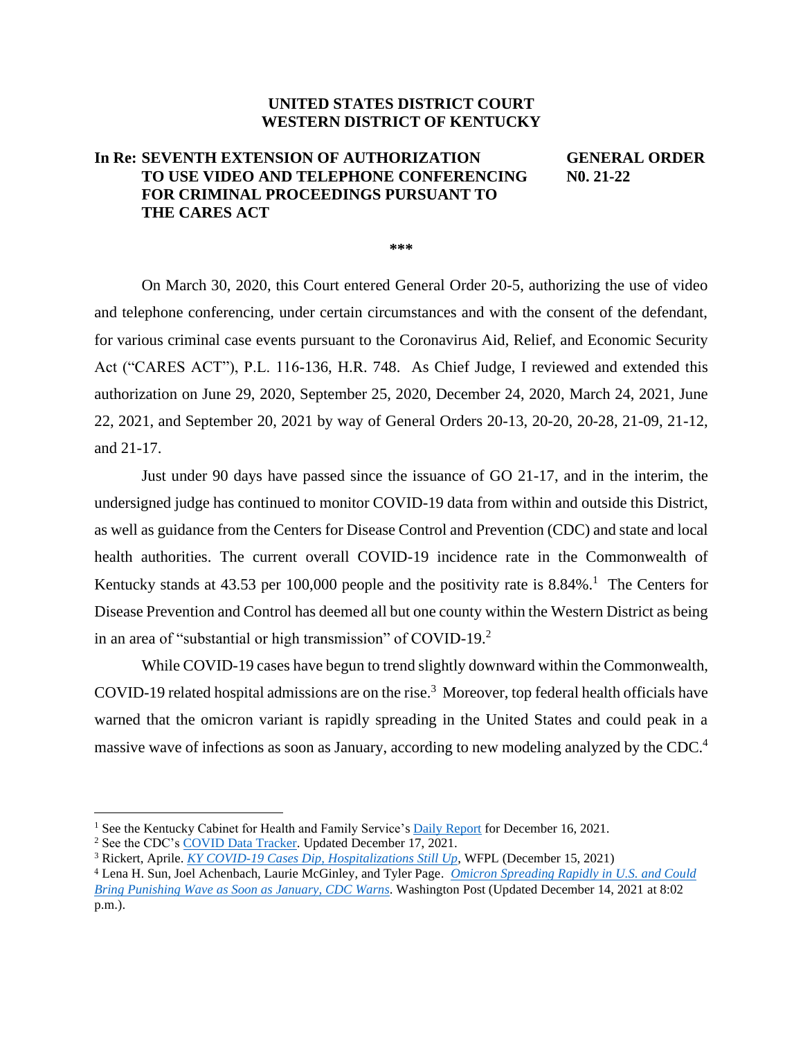**UNITED STATES DISTRICT COURT**
**WESTERN DISTRICT OF KENTUCKY**

**In Re: SEVENTH EXTENSION OF AUTHORIZATION TO USE VIDEO AND TELEPHONE CONFERENCING FOR CRIMINAL PROCEEDINGS PURSUANT TO THE CARES ACT**

**GENERAL ORDER N0. 21-22**

***

On March 30, 2020, this Court entered General Order 20-5, authorizing the use of video and telephone conferencing, under certain circumstances and with the consent of the defendant, for various criminal case events pursuant to the Coronavirus Aid, Relief, and Economic Security Act ("CARES ACT"), P.L. 116-136, H.R. 748. As Chief Judge, I reviewed and extended this authorization on June 29, 2020, September 25, 2020, December 24, 2020, March 24, 2021, June 22, 2021, and September 20, 2021 by way of General Orders 20-13, 20-20, 20-28, 21-09, 21-12, and 21-17.

Just under 90 days have passed since the issuance of GO 21-17, and in the interim, the undersigned judge has continued to monitor COVID-19 data from within and outside this District, as well as guidance from the Centers for Disease Control and Prevention (CDC) and state and local health authorities. The current overall COVID-19 incidence rate in the Commonwealth of Kentucky stands at 43.53 per 100,000 people and the positivity rate is 8.84%.[1] The Centers for Disease Prevention and Control has deemed all but one county within the Western District as being in an area of "substantial or high transmission" of COVID-19.[2]

While COVID-19 cases have begun to trend slightly downward within the Commonwealth, COVID-19 related hospital admissions are on the rise.[3] Moreover, top federal health officials have warned that the omicron variant is rapidly spreading in the United States and could peak in a massive wave of infections as soon as January, according to new modeling analyzed by the CDC.[4]

---

[1] See the Kentucky Cabinet for Health and Family Service's Daily Report for December 16, 2021.

[2] See the CDC's COVID Data Tracker. Updated December 17, 2021.

[3] Rickert, Aprile. *KY COVID-19 Cases Dip, Hospitalizations Still Up*, WFPL (December 15, 2021)

[4] Lena H. Sun, Joel Achenbach, Laurie McGinley, and Tyler Page. *Omicron Spreading Rapidly in U.S. and Could Bring Punishing Wave as Soon as January, CDC Warns*. Washington Post (Updated December 14, 2021 at 8:02 p.m.).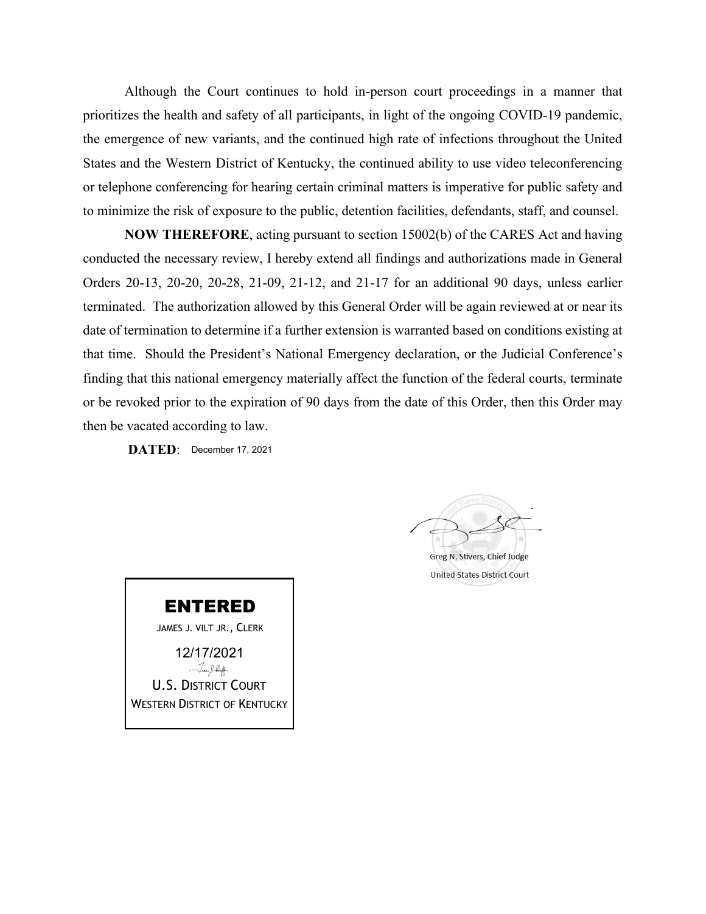Although the Court continues to hold in-person court proceedings in a manner that prioritizes the health and safety of all participants, in light of the ongoing COVID-19 pandemic, the emergence of new variants, and the continued high rate of infections throughout the United States and the Western District of Kentucky, the continued ability to use video teleconferencing or telephone conferencing for hearing certain criminal matters is imperative for public safety and to minimize the risk of exposure to the public, detention facilities, defendants, staff, and counsel.

**NOW THEREFORE**, acting pursuant to section 15002(b) of the CARES Act and having conducted the necessary review, I hereby extend all findings and authorizations made in General Orders 20-13, 20-20, 20-28, 21-09, 21-12, and 21-17 for an additional 90 days, unless earlier terminated. The authorization allowed by this General Order will be again reviewed at or near its date of termination to determine if a further extension is warranted based on conditions existing at that time. Should the President's National Emergency declaration, or the Judicial Conference's finding that this national emergency materially affect the function of the federal courts, terminate or be revoked prior to the expiration of 90 days from the date of this Order, then this Order may then be vacated according to law.

**DATED**: December 17, 2021

Greg N. Stivers, Chief Judge
United States District Court

**ENTERED**
JAMES J. VILT JR., CLERK
12/17/2021
U.S. DISTRICT COURT
WESTERN DISTRICT OF KENTUCKY